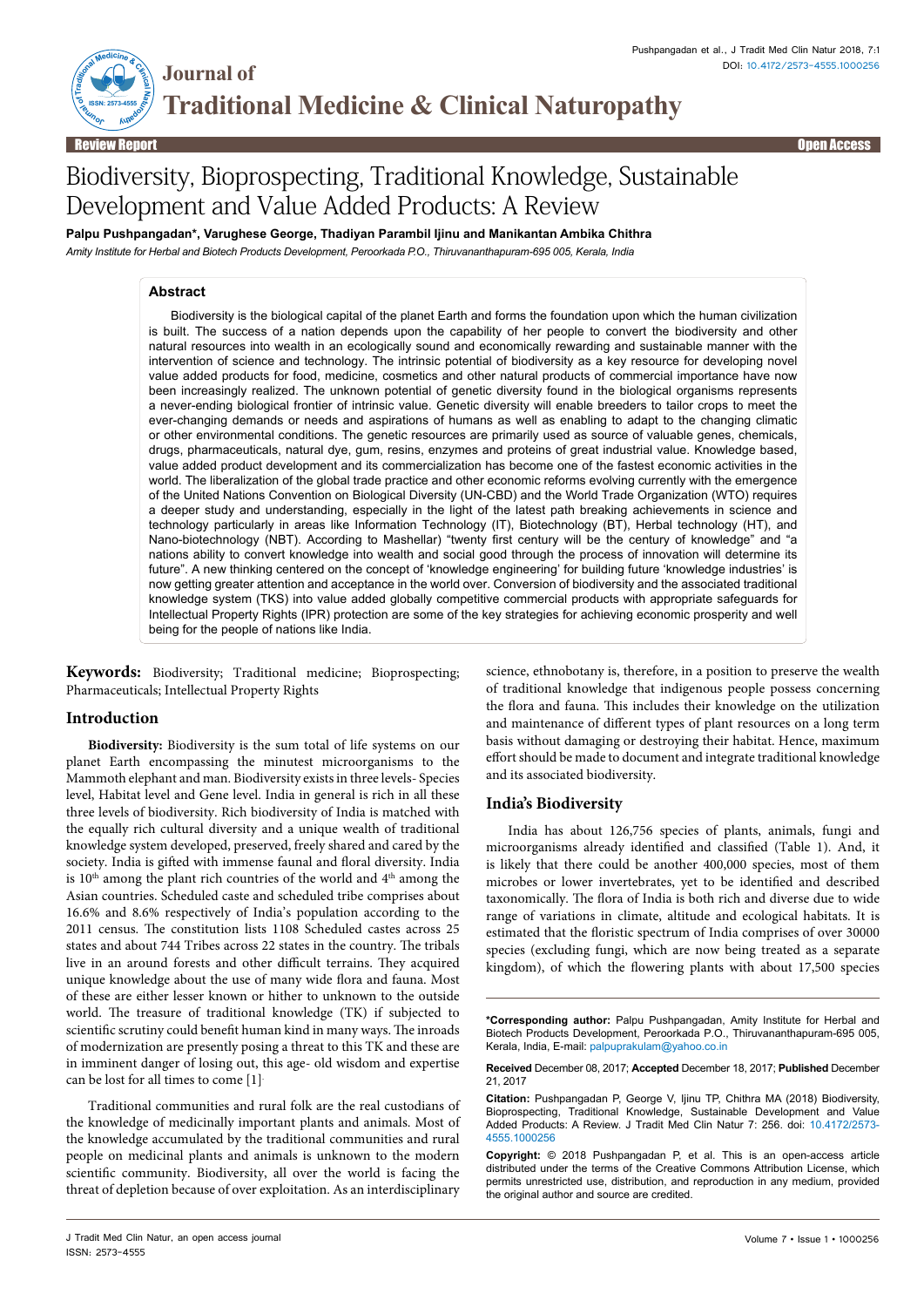Review Report | Open Access

# Biodiversity, Bioprospecting, Traditional Knowledge, Sustainable Development and Value Added Products: A Review

**Palpu Pushpangadan*, Varughese George, Thadiyan Parambil Ijinu and Manikantan Ambika Chithra**

*Amity Institute for Herbal and Biotech Products Development, Peroorkada P.O., Thiruvananthapuram-695 005, Kerala, India*

## Abstract

Biodiversity is the biological capital of the planet Earth and forms the foundation upon which the human civilization is built. The success of a nation depends upon the capability of her people to convert the biodiversity and other natural resources into wealth in an ecologically sound and economically rewarding and sustainable manner with the intervention of science and technology. The intrinsic potential of biodiversity as a key resource for developing novel value added products for food, medicine, cosmetics and other natural products of commercial importance have now been increasingly realized. The unknown potential of genetic diversity found in the biological organisms represents a never-ending biological frontier of intrinsic value. Genetic diversity will enable breeders to tailor crops to meet the ever-changing demands or needs and aspirations of humans as well as enabling to adapt to the changing climatic or other environmental conditions. The genetic resources are primarily used as source of valuable genes, chemicals, drugs, pharmaceuticals, natural dye, gum, resins, enzymes and proteins of great industrial value. Knowledge based, value added product development and its commercialization has become one of the fastest economic activities in the world. The liberalization of the global trade practice and other economic reforms evolving currently with the emergence of the United Nations Convention on Biological Diversity (UN-CBD) and the World Trade Organization (WTO) requires a deeper study and understanding, especially in the light of the latest path breaking achievements in science and technology particularly in areas like Information Technology (IT), Biotechnology (BT), Herbal technology (HT), and Nano-biotechnology (NBT). According to Mashellar) "twenty first century will be the century of knowledge" and "a nations ability to convert knowledge into wealth and social good through the process of innovation will determine its future". A new thinking centered on the concept of 'knowledge engineering' for building future 'knowledge industries' is now getting greater attention and acceptance in the world over. Conversion of biodiversity and the associated traditional knowledge system (TKS) into value added globally competitive commercial products with appropriate safeguards for Intellectual Property Rights (IPR) protection are some of the key strategies for achieving economic prosperity and well being for the people of nations like India.

**Keywords:** Biodiversity; Traditional medicine; Bioprospecting; Pharmaceuticals; Intellectual Property Rights

## Introduction

**Biodiversity:** Biodiversity is the sum total of life systems on our planet Earth encompassing the minutest microorganisms to the Mammoth elephant and man. Biodiversity exists in three levels- Species level, Habitat level and Gene level. India in general is rich in all these three levels of biodiversity. Rich biodiversity of India is matched with the equally rich cultural diversity and a unique wealth of traditional knowledge system developed, preserved, freely shared and cared by the society. India is gifted with immense faunal and floral diversity. India is 10th among the plant rich countries of the world and 4th among the Asian countries. Scheduled caste and scheduled tribe comprises about 16.6% and 8.6% respectively of India's population according to the 2011 census. The constitution lists 1108 Scheduled castes across 25 states and about 744 Tribes across 22 states in the country. The tribals live in an around forests and other difficult terrains. They acquired unique knowledge about the use of many wide flora and fauna. Most of these are either lesser known or hither to unknown to the outside world. The treasure of traditional knowledge (TK) if subjected to scientific scrutiny could benefit human kind in many ways. The inroads of modernization are presently posing a threat to this TK and these are in imminent danger of losing out, this age- old wisdom and expertise can be lost for all times to come [1].

Traditional communities and rural folk are the real custodians of the knowledge of medicinally important plants and animals. Most of the knowledge accumulated by the traditional communities and rural people on medicinal plants and animals is unknown to the modern scientific community. Biodiversity, all over the world is facing the threat of depletion because of over exploitation. As an interdisciplinary science, ethnobotany is, therefore, in a position to preserve the wealth of traditional knowledge that indigenous people possess concerning the flora and fauna. This includes their knowledge on the utilization and maintenance of different types of plant resources on a long term basis without damaging or destroying their habitat. Hence, maximum effort should be made to document and integrate traditional knowledge and its associated biodiversity.

## India's Biodiversity

India has about 126,756 species of plants, animals, fungi and microorganisms already identified and classified (Table 1). And, it is likely that there could be another 400,000 species, most of them microbes or lower invertebrates, yet to be identified and described taxonomically. The flora of India is both rich and diverse due to wide range of variations in climate, altitude and ecological habitats. It is estimated that the floristic spectrum of India comprises of over 30000 species (excluding fungi, which are now being treated as a separate kingdom), of which the flowering plants with about 17,500 species

**\*Corresponding author:** Palpu Pushpangadan, Amity Institute for Herbal and Biotech Products Development, Peroorkada P.O., Thiruvananthapuram-695 005, Kerala, India, E-mail: palpuprakulam@yahoo.co.in

**Received** December 08, 2017; **Accepted** December 18, 2017; **Published** December 21, 2017

**Citation:** Pushpangadan P, George V, Ijinu TP, Chithra MA (2018) Biodiversity, Bioprospecting, Traditional Knowledge, Sustainable Development and Value Added Products: A Review. J Tradit Med Clin Natur 7: 256. doi: 10.4172/2573-4555.1000256

**Copyright:** © 2018 Pushpangadan P, et al. This is an open-access article distributed under the terms of the Creative Commons Attribution License, which permits unrestricted use, distribution, and reproduction in any medium, provided the original author and source are credited.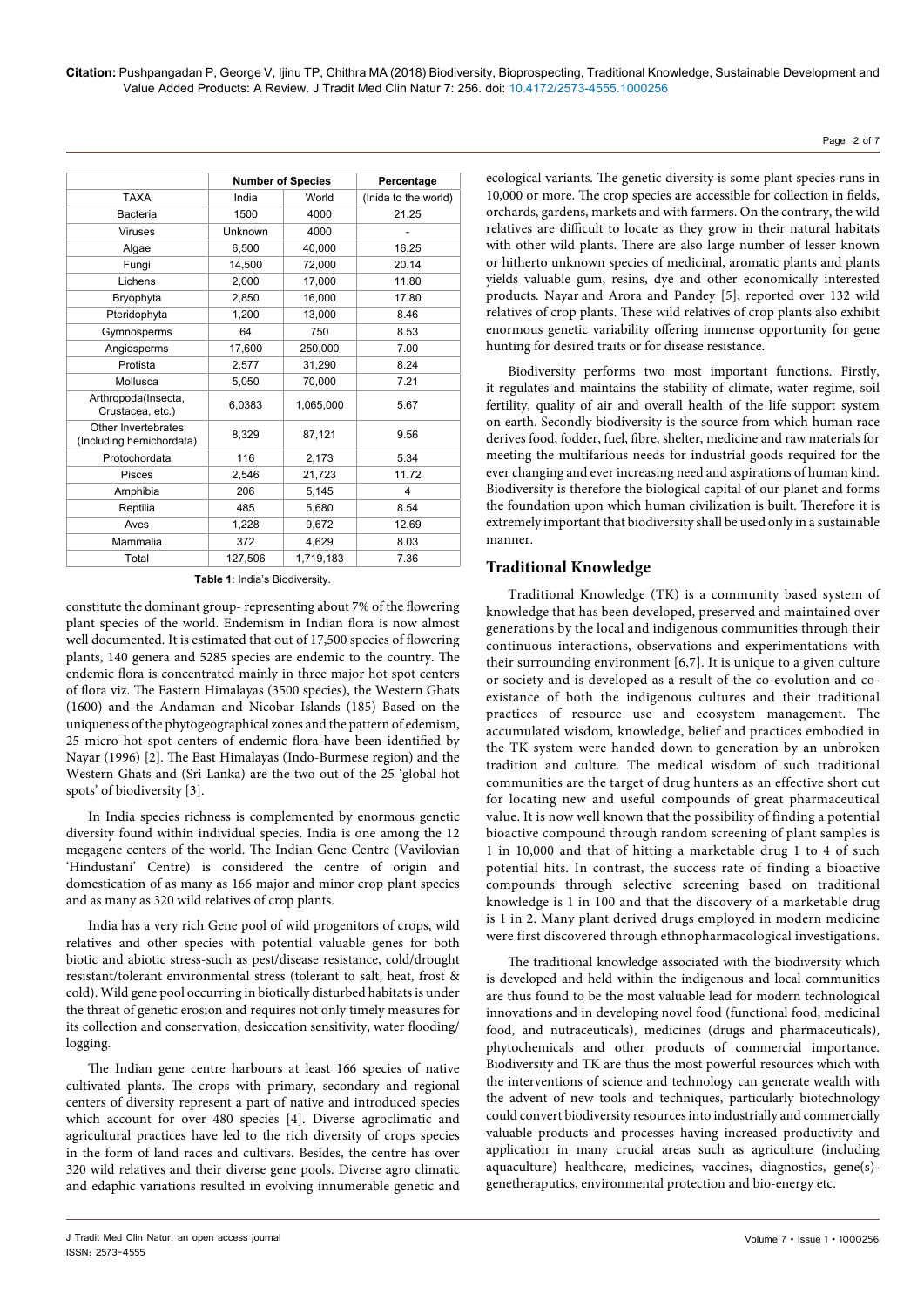| | Number of Species | | Percentage |
|---|---|---|---|
| TAXA | India | World | (Inida to the world) |
| Bacteria | 1500 | 4000 | 21.25 |
| Viruses | Unknown | 4000 | - |
| Algae | 6,500 | 40,000 | 16.25 |
| Fungi | 14,500 | 72,000 | 20.14 |
| Lichens | 2,000 | 17,000 | 11.80 |
| Bryophyta | 2,850 | 16,000 | 17.80 |
| Pteridophyta | 1,200 | 13,000 | 8.46 |
| Gymnosperms | 64 | 750 | 8.53 |
| Angiosperms | 17,600 | 250,000 | 7.00 |
| Protista | 2,577 | 31,290 | 8.24 |
| Mollusca | 5,050 | 70,000 | 7.21 |
| Arthropoda(Insecta, Crustacea, etc.) | 6,0383 | 1,065,000 | 5.67 |
| Other Invertebrates (Including hemichordata) | 8,329 | 87,121 | 9.56 |
| Protochordata | 116 | 2,173 | 5.34 |
| Pisces | 2,546 | 21,723 | 11.72 |
| Amphibia | 206 | 5,145 | 4 |
| Reptilia | 485 | 5,680 | 8.54 |
| Aves | 1,228 | 9,672 | 12.69 |
| Mammalia | 372 | 4,629 | 8.03 |
| Total | 127,506 | 1,719,183 | 7.36 |

**Table 1**: India's Biodiversity.

constitute the dominant group- representing about 7% of the flowering plant species of the world. Endemism in Indian flora is now almost well documented. It is estimated that out of 17,500 species of flowering plants, 140 genera and 5285 species are endemic to the country. The endemic flora is concentrated mainly in three major hot spot centers of flora viz. The Eastern Himalayas (3500 species), the Western Ghats (1600) and the Andaman and Nicobar Islands (185) Based on the uniqueness of the phytogeographical zones and the pattern of edemism, 25 micro hot spot centers of endemic flora have been identified by Nayar (1996) [2]. The East Himalayas (Indo-Burmese region) and the Western Ghats and (Sri Lanka) are the two out of the 25 'global hot spots' of biodiversity [3].

In India species richness is complemented by enormous genetic diversity found within individual species. India is one among the 12 megagene centers of the world. The Indian Gene Centre (Vavilovian 'Hindustani' Centre) is considered the centre of origin and domestication of as many as 166 major and minor crop plant species and as many as 320 wild relatives of crop plants.

India has a very rich Gene pool of wild progenitors of crops, wild relatives and other species with potential valuable genes for both biotic and abiotic stress-such as pest/disease resistance, cold/drought resistant/tolerant environmental stress (tolerant to salt, heat, frost & cold). Wild gene pool occurring in biotically disturbed habitats is under the threat of genetic erosion and requires not only timely measures for its collection and conservation, desiccation sensitivity, water flooding/ logging.

The Indian gene centre harbours at least 166 species of native cultivated plants. The crops with primary, secondary and regional centers of diversity represent a part of native and introduced species which account for over 480 species [4]. Diverse agroclimatic and agricultural practices have led to the rich diversity of crops species in the form of land races and cultivars. Besides, the centre has over 320 wild relatives and their diverse gene pools. Diverse agro climatic and edaphic variations resulted in evolving innumerable genetic and ecological variants. The genetic diversity is some plant species runs in 10,000 or more. The crop species are accessible for collection in fields, orchards, gardens, markets and with farmers. On the contrary, the wild relatives are difficult to locate as they grow in their natural habitats with other wild plants. There are also large number of lesser known or hitherto unknown species of medicinal, aromatic plants and plants yields valuable gum, resins, dye and other economically interested products. Nayar and Arora and Pandey [5], reported over 132 wild relatives of crop plants. These wild relatives of crop plants also exhibit enormous genetic variability offering immense opportunity for gene hunting for desired traits or for disease resistance.

Biodiversity performs two most important functions. Firstly, it regulates and maintains the stability of climate, water regime, soil fertility, quality of air and overall health of the life support system on earth. Secondly biodiversity is the source from which human race derives food, fodder, fuel, fibre, shelter, medicine and raw materials for meeting the multifarious needs for industrial goods required for the ever changing and ever increasing need and aspirations of human kind. Biodiversity is therefore the biological capital of our planet and forms the foundation upon which human civilization is built. Therefore it is extremely important that biodiversity shall be used only in a sustainable manner.

## Traditional Knowledge

Traditional Knowledge (TK) is a community based system of knowledge that has been developed, preserved and maintained over generations by the local and indigenous communities through their continuous interactions, observations and experimentations with their surrounding environment [6,7]. It is unique to a given culture or society and is developed as a result of the co-evolution and co-existance of both the indigenous cultures and their traditional practices of resource use and ecosystem management. The accumulated wisdom, knowledge, belief and practices embodied in the TK system were handed down to generation by an unbroken tradition and culture. The medical wisdom of such traditional communities are the target of drug hunters as an effective short cut for locating new and useful compounds of great pharmaceutical value. It is now well known that the possibility of finding a potential bioactive compound through random screening of plant samples is 1 in 10,000 and that of hitting a marketable drug 1 to 4 of such potential hits. In contrast, the success rate of finding a bioactive compounds through selective screening based on traditional knowledge is 1 in 100 and that the discovery of a marketable drug is 1 in 2. Many plant derived drugs employed in modern medicine were first discovered through ethnopharmacological investigations.

The traditional knowledge associated with the biodiversity which is developed and held within the indigenous and local communities are thus found to be the most valuable lead for modern technological innovations and in developing novel food (functional food, medicinal food, and nutraceuticals), medicines (drugs and pharmaceuticals), phytochemicals and other products of commercial importance. Biodiversity and TK are thus the most powerful resources which with the interventions of science and technology can generate wealth with the advent of new tools and techniques, particularly biotechnology could convert biodiversity resources into industrially and commercially valuable products and processes having increased productivity and application in many crucial areas such as agriculture (including aquaculture) healthcare, medicines, vaccines, diagnostics, gene(s)-genetheraputics, environmental protection and bio-energy etc.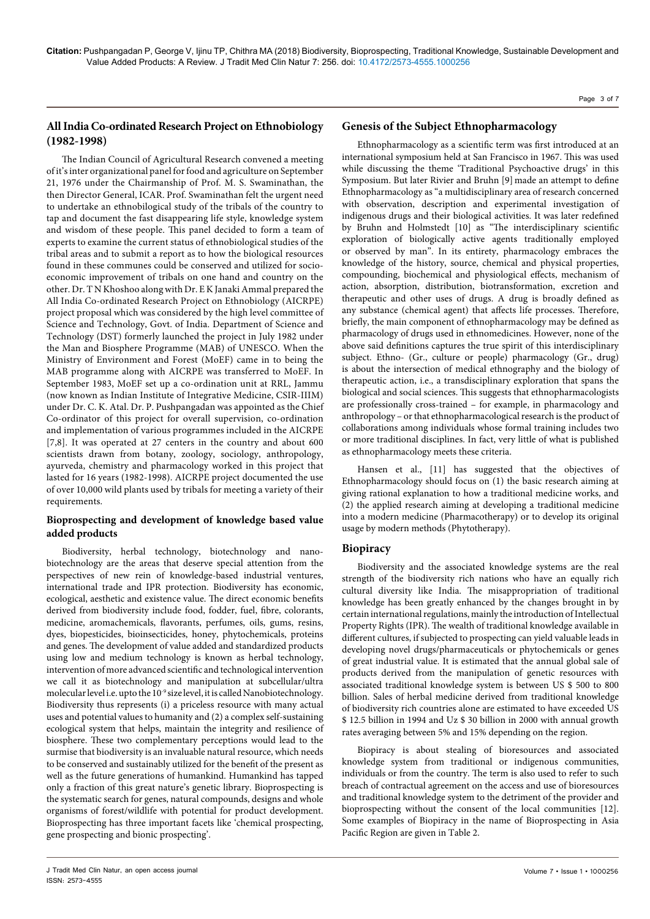## All India Co-ordinated Research Project on Ethnobiology (1982-1998)

The Indian Council of Agricultural Research convened a meeting of it's inter organizational panel for food and agriculture on September 21, 1976 under the Chairmanship of Prof. M. S. Swaminathan, the then Director General, ICAR. Prof. Swaminathan felt the urgent need to undertake an ethnobiological study of the tribals of the country to tap and document the fast disappearing life style, knowledge system and wisdom of these people. This panel decided to form a team of experts to examine the current status of ethnobiological studies of the tribal areas and to submit a report as to how the biological resources found in these communes could be conserved and utilized for socio-economic improvement of tribals on one hand and country on the other. Dr. T N Khoshoo along with Dr. E K Janaki Ammal prepared the All India Co-ordinated Research Project on Ethnobiology (AICRPE) project proposal which was considered by the high level committee of Science and Technology, Govt. of India. Department of Science and Technology (DST) formerly launched the project in July 1982 under the Man and Biosphere Programme (MAB) of UNESCO. When the Ministry of Environment and Forest (MoEF) came in to being the MAB programme along with AICRPE was transferred to MoEF. In September 1983, MoEF set up a co-ordination unit at RRL, Jammu (now known as Indian Institute of Integrative Medicine, CSIR-IIIM) under Dr. C. K. Atal. Dr. P. Pushpangadan was appointed as the Chief Co-ordinator of this project for overall supervision, co-ordination and implementation of various programmes included in the AICRPE [7,8]. It was operated at 27 centers in the country and about 600 scientists drawn from botany, zoology, sociology, anthropology, ayurveda, chemistry and pharmacology worked in this project that lasted for 16 years (1982-1998). AICRPE project documented the use of over 10,000 wild plants used by tribals for meeting a variety of their requirements.

### Bioprospecting and development of knowledge based value added products

Biodiversity, herbal technology, biotechnology and nano-biotechnology are the areas that deserve special attention from the perspectives of new rein of knowledge-based industrial ventures, international trade and IPR protection. Biodiversity has economic, ecological, aesthetic and existence value. The direct economic benefits derived from biodiversity include food, fodder, fuel, fibre, colorants, medicine, aromachemicals, flavorants, perfumes, oils, gums, resins, dyes, biopesticides, bioinsecticides, honey, phytochemicals, proteins and genes. The development of value added and standardized products using low and medium technology is known as herbal technology, intervention of more advanced scientific and technological intervention we call it as biotechnology and manipulation at subcellular/ultra molecular level i.e. upto the $10^{-9}$ size level, it is called Nanobiotechnology. Biodiversity thus represents (i) a priceless resource with many actual uses and potential values to humanity and (2) a complex self-sustaining ecological system that helps, maintain the integrity and resilience of biosphere. These two complementary perceptions would lead to the surmise that biodiversity is an invaluable natural resource, which needs to be conserved and sustainably utilized for the benefit of the present as well as the future generations of humankind. Humankind has tapped only a fraction of this great nature's genetic library. Bioprospecting is the systematic search for genes, natural compounds, designs and whole organisms of forest/wildlife with potential for product development. Bioprospecting has three important facets like 'chemical prospecting, gene prospecting and bionic prospecting'.

## Genesis of the Subject Ethnopharmacology

Ethnopharmacology as a scientific term was first introduced at an international symposium held at San Francisco in 1967. This was used while discussing the theme 'Traditional Psychoactive drugs' in this Symposium. But later Rivier and Bruhn [9] made an attempt to define Ethnopharmacology as "a multidisciplinary area of research concerned with observation, description and experimental investigation of indigenous drugs and their biological activities. It was later redefined by Bruhn and Holmstedt [10] as "The interdisciplinary scientific exploration of biologically active agents traditionally employed or observed by man". In its entirety, pharmacology embraces the knowledge of the history, source, chemical and physical properties, compounding, biochemical and physiological effects, mechanism of action, absorption, distribution, biotransformation, excretion and therapeutic and other uses of drugs. A drug is broadly defined as any substance (chemical agent) that affects life processes. Therefore, briefly, the main component of ethnopharmacology may be defined as pharmacology of drugs used in ethnomedicines. However, none of the above said definitions captures the true spirit of this interdisciplinary subject. Ethno- (Gr., culture or people) pharmacology (Gr., drug) is about the intersection of medical ethnography and the biology of therapeutic action, i.e., a transdisciplinary exploration that spans the biological and social sciences. This suggests that ethnopharmacologists are professionally cross-trained – for example, in pharmacology and anthropology – or that ethnopharmacological research is the product of collaborations among individuals whose formal training includes two or more traditional disciplines. In fact, very little of what is published as ethnopharmacology meets these criteria.

Hansen et al., [11] has suggested that the objectives of Ethnopharmacology should focus on (1) the basic research aiming at giving rational explanation to how a traditional medicine works, and (2) the applied research aiming at developing a traditional medicine into a modern medicine (Pharmacotherapy) or to develop its original usage by modern methods (Phytotherapy).

## Biopiracy

Biodiversity and the associated knowledge systems are the real strength of the biodiversity rich nations who have an equally rich cultural diversity like India. The misappropriation of traditional knowledge has been greatly enhanced by the changes brought in by certain international regulations, mainly the introduction of Intellectual Property Rights (IPR). The wealth of traditional knowledge available in different cultures, if subjected to prospecting can yield valuable leads in developing novel drugs/pharmaceuticals or phytochemicals or genes of great industrial value. It is estimated that the annual global sale of products derived from the manipulation of genetic resources with associated traditional knowledge system is between US $ 500 to 800 billion. Sales of herbal medicine derived from traditional knowledge of biodiversity rich countries alone are estimated to have exceeded US $ 12.5 billion in 1994 and Uz $ 30 billion in 2000 with annual growth rates averaging between 5% and 15% depending on the region.

Biopiracy is about stealing of bioresources and associated knowledge system from traditional or indigenous communities, individuals or from the country. The term is also used to refer to such breach of contractual agreement on the access and use of bioresources and traditional knowledge system to the detriment of the provider and bioprospecting without the consent of the local communities [12]. Some examples of Biopiracy in the name of Bioprospecting in Asia Pacific Region are given in Table 2.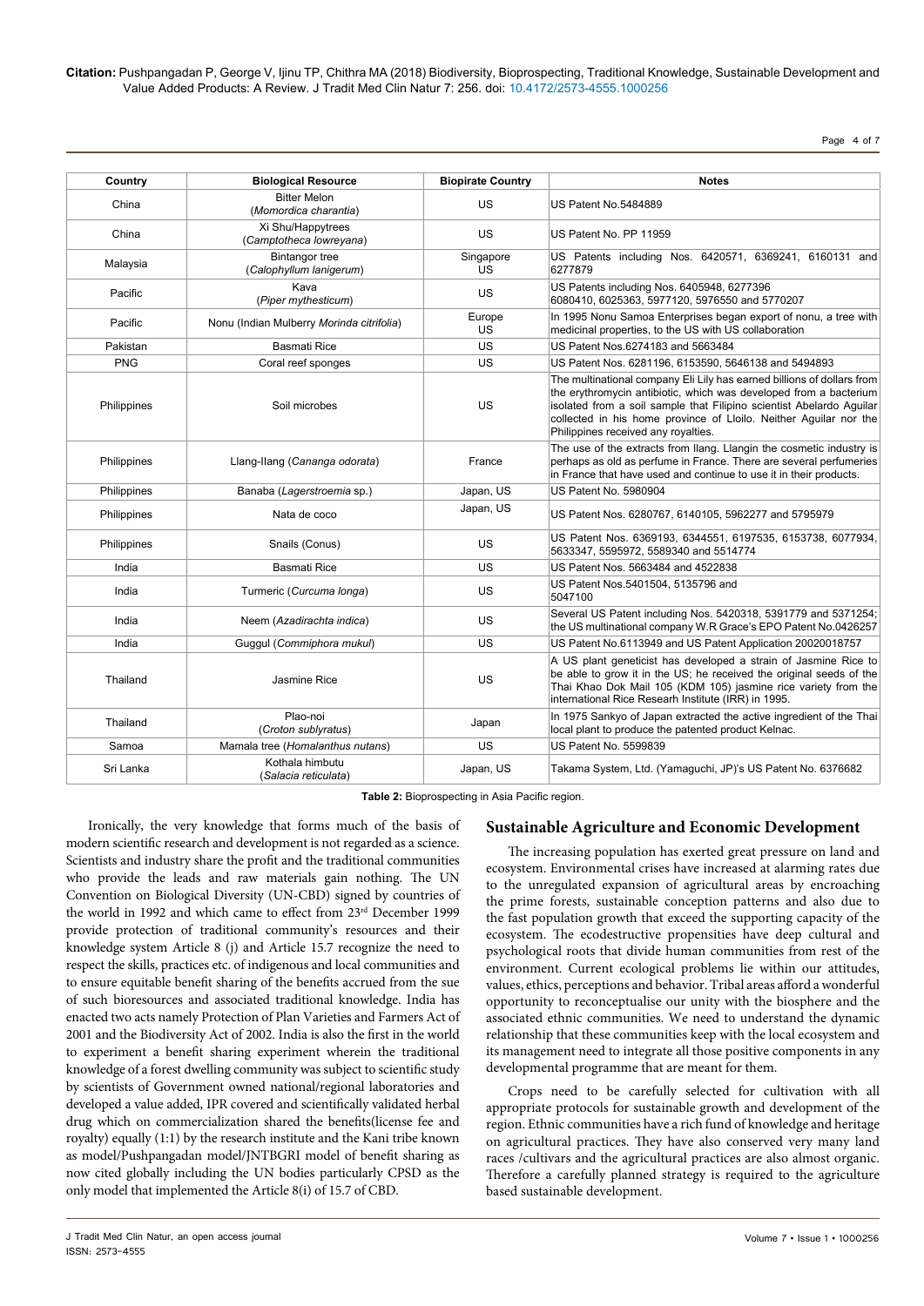| Country | Biological Resource | Biopirate Country | Notes |
|---|---|---|---|
| China | Bitter Melon (*Momordica charantia*) | US | US Patent No.5484889 |
| China | Xi Shu/Happytrees (*Camptotheca lowreyana*) | US | US Patent No. PP 11959 |
| Malaysia | Bintangor tree (*Calophyllum lanigerum*) | Singapore US | US Patents including Nos. 6420571, 6369241, 6160131 and 6277879 |
| Pacific | Kava (*Piper mythesticum*) | US | US Patents including Nos. 6405948, 6277396 6080410, 6025363, 5977120, 5976550 and 5770207 |
| Pacific | Nonu (Indian Mulberry *Morinda citrifolia*) | Europe US | In 1995 Nonu Samoa Enterprises began export of nonu, a tree with medicinal properties, to the US with US collaboration |
| Pakistan | Basmati Rice | US | US Patent Nos.6274183 and 5663484 |
| PNG | Coral reef sponges | US | US Patent Nos. 6281196, 6153590, 5646138 and 5494893 |
| Philippines | Soil microbes | US | The multinational company Eli Lily has earned billions of dollars from the erythromycin antibiotic, which was developed from a bacterium isolated from a soil sample that Filipino scientist Abelardo Aguilar collected in his home province of Lloilo. Neither Aguilar nor the Philippines received any royalties. |
| Philippines | Llang-Ilang (*Cananga odorata*) | France | The use of the extracts from Ilang. Llangin the cosmetic industry is perhaps as old as perfume in France. There are several perfumeries in France that have used and continue to use it in their products. |
| Philippines | Banaba (*Lagerstroemia* sp.) | Japan, US | US Patent No. 5980904 |
| Philippines | Nata de coco | Japan, US | US Patent Nos. 6280767, 6140105, 5962277 and 5795979 |
| Philippines | Snails (Conus) | US | US Patent Nos. 6369193, 6344551, 6197535, 6153738, 6077934, 5633347, 5595972, 5589340 and 5514774 |
| India | Basmati Rice | US | US Patent Nos. 5663484 and 4522838 |
| India | Turmeric (*Curcuma longa*) | US | US Patent Nos.5401504, 5135796 and 5047100 |
| India | Neem (*Azadirachta indica*) | US | Several US Patent including Nos. 5420318, 5391779 and 5371254; the US multinational company W.R Grace's EPO Patent No.0426257 |
| India | Guggul (*Commiphora mukul*) | US | US Patent No.6113949 and US Patent Application 20020018757 |
| Thailand | Jasmine Rice | US | A US plant geneticist has developed a strain of Jasmine Rice to be able to grow it in the US; he received the original seeds of the Thai Khao Dok Mail 105 (KDM 105) jasmine rice variety from the international Rice Researh Institute (IRR) in 1995. |
| Thailand | Plao-noi (*Croton sublyratus*) | Japan | In 1975 Sankyo of Japan extracted the active ingredient of the Thai local plant to produce the patented product Kelnac. |
| Samoa | Mamala tree (*Homalanthus nutans*) | US | US Patent No. 5599839 |
| Sri Lanka | Kothala himbutu (*Salacia reticulata*) | Japan, US | Takama System, Ltd. (Yamaguchi, JP)'s US Patent No. 6376682 |

**Table 2:** Bioprospecting in Asia Pacific region.

Ironically, the very knowledge that forms much of the basis of modern scientific research and development is not regarded as a science. Scientists and industry share the profit and the traditional communities who provide the leads and raw materials gain nothing. The UN Convention on Biological Diversity (UN-CBD) signed by countries of the world in 1992 and which came to effect from 23rd December 1999 provide protection of traditional community's resources and their knowledge system Article 8 (j) and Article 15.7 recognize the need to respect the skills, practices etc. of indigenous and local communities and to ensure equitable benefit sharing of the benefits accrued from the sue of such bioresources and associated traditional knowledge. India has enacted two acts namely Protection of Plan Varieties and Farmers Act of 2001 and the Biodiversity Act of 2002. India is also the first in the world to experiment a benefit sharing experiment wherein the traditional knowledge of a forest dwelling community was subject to scientific study by scientists of Government owned national/regional laboratories and developed a value added, IPR covered and scientifically validated herbal drug which on commercialization shared the benefits(license fee and royalty) equally (1:1) by the research institute and the Kani tribe known as model/Pushpangadan model/JNTBGRI model of benefit sharing as now cited globally including the UN bodies particularly CPSD as the only model that implemented the Article 8(i) of 15.7 of CBD.

## Sustainable Agriculture and Economic Development

The increasing population has exerted great pressure on land and ecosystem. Environmental crises have increased at alarming rates due to the unregulated expansion of agricultural areas by encroaching the prime forests, sustainable conception patterns and also due to the fast population growth that exceed the supporting capacity of the ecosystem. The ecodestructive propensities have deep cultural and psychological roots that divide human communities from rest of the environment. Current ecological problems lie within our attitudes, values, ethics, perceptions and behavior. Tribal areas afford a wonderful opportunity to reconceptualise our unity with the biosphere and the associated ethnic communities. We need to understand the dynamic relationship that these communities keep with the local ecosystem and its management need to integrate all those positive components in any developmental programme that are meant for them.

Crops need to be carefully selected for cultivation with all appropriate protocols for sustainable growth and development of the region. Ethnic communities have a rich fund of knowledge and heritage on agricultural practices. They have also conserved very many land races /cultivars and the agricultural practices are also almost organic. Therefore a carefully planned strategy is required to the agriculture based sustainable development.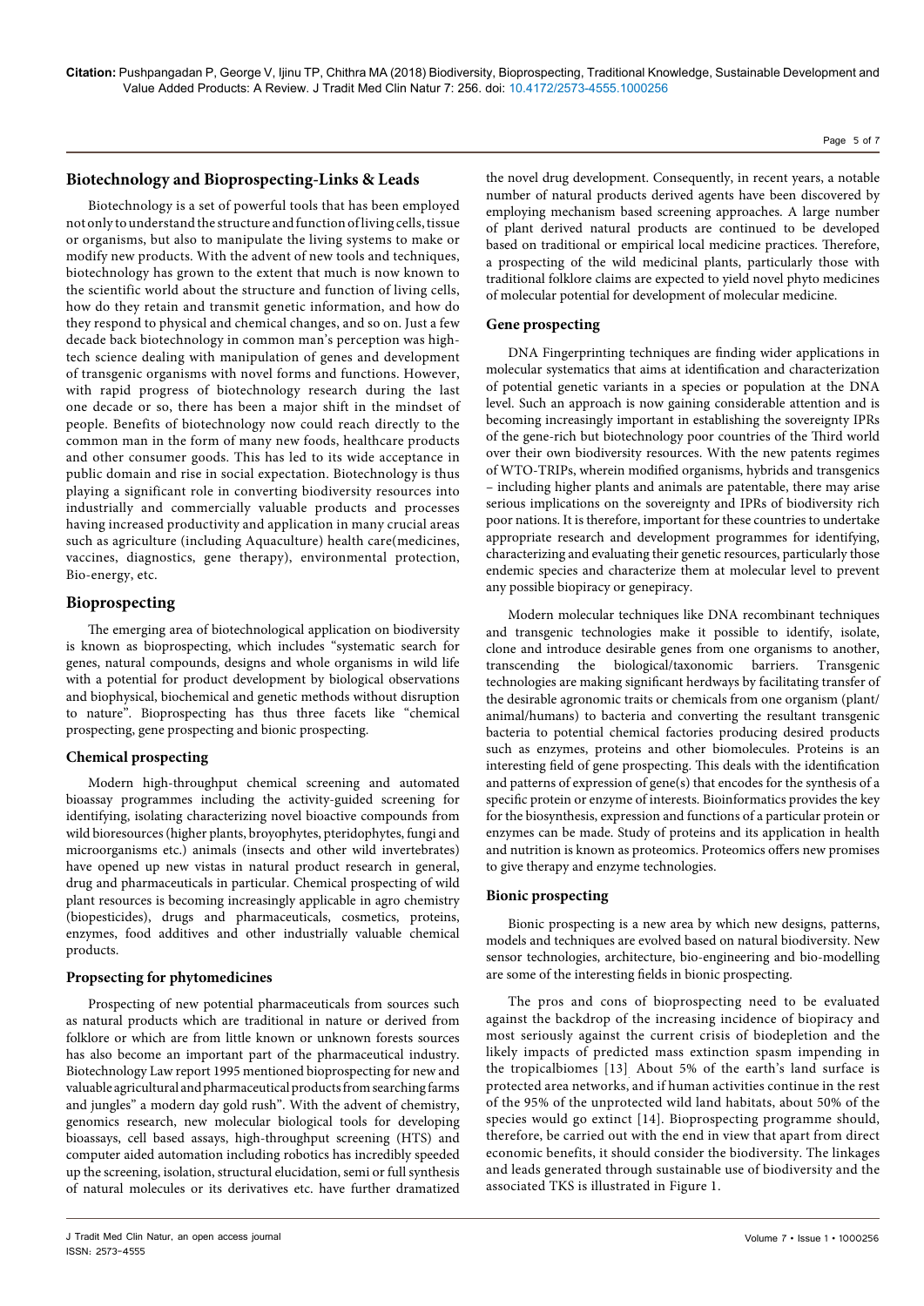## Biotechnology and Bioprospecting-Links & Leads

Biotechnology is a set of powerful tools that has been employed not only to understand the structure and function of living cells, tissue or organisms, but also to manipulate the living systems to make or modify new products. With the advent of new tools and techniques, biotechnology has grown to the extent that much is now known to the scientific world about the structure and function of living cells, how do they retain and transmit genetic information, and how do they respond to physical and chemical changes, and so on. Just a few decade back biotechnology in common man's perception was high-tech science dealing with manipulation of genes and development of transgenic organisms with novel forms and functions. However, with rapid progress of biotechnology research during the last one decade or so, there has been a major shift in the mindset of people. Benefits of biotechnology now could reach directly to the common man in the form of many new foods, healthcare products and other consumer goods. This has led to its wide acceptance in public domain and rise in social expectation. Biotechnology is thus playing a significant role in converting biodiversity resources into industrially and commercially valuable products and processes having increased productivity and application in many crucial areas such as agriculture (including Aquaculture) health care(medicines, vaccines, diagnostics, gene therapy), environmental protection, Bio-energy, etc.

## Bioprospecting

The emerging area of biotechnological application on biodiversity is known as bioprospecting, which includes "systematic search for genes, natural compounds, designs and whole organisms in wild life with a potential for product development by biological observations and biophysical, biochemical and genetic methods without disruption to nature". Bioprospecting has thus three facets like "chemical prospecting, gene prospecting and bionic prospecting.

### Chemical prospecting

Modern high-throughput chemical screening and automated bioassay programmes including the activity-guided screening for identifying, isolating characterizing novel bioactive compounds from wild bioresources (higher plants, broyophytes, pteridophytes, fungi and microorganisms etc.) animals (insects and other wild invertebrates) have opened up new vistas in natural product research in general, drug and pharmaceuticals in particular. Chemical prospecting of wild plant resources is becoming increasingly applicable in agro chemistry (biopesticides), drugs and pharmaceuticals, cosmetics, proteins, enzymes, food additives and other industrially valuable chemical products.

### Propsecting for phytomedicines

Prospecting of new potential pharmaceuticals from sources such as natural products which are traditional in nature or derived from folklore or which are from little known or unknown forests sources has also become an important part of the pharmaceutical industry. Biotechnology Law report 1995 mentioned bioprospecting for new and valuable agricultural and pharmaceutical products from searching farms and jungles" a modern day gold rush". With the advent of chemistry, genomics research, new molecular biological tools for developing bioassays, cell based assays, high-throughput screening (HTS) and computer aided automation including robotics has incredibly speeded up the screening, isolation, structural elucidation, semi or full synthesis of natural molecules or its derivatives etc. have further dramatized the novel drug development. Consequently, in recent years, a notable number of natural products derived agents have been discovered by employing mechanism based screening approaches. A large number of plant derived natural products are continued to be developed based on traditional or empirical local medicine practices. Therefore, a prospecting of the wild medicinal plants, particularly those with traditional folklore claims are expected to yield novel phyto medicines of molecular potential for development of molecular medicine.

### Gene prospecting

DNA Fingerprinting techniques are finding wider applications in molecular systematics that aims at identification and characterization of potential genetic variants in a species or population at the DNA level. Such an approach is now gaining considerable attention and is becoming increasingly important in establishing the sovereignty IPRs of the gene-rich but biotechnology poor countries of the Third world over their own biodiversity resources. With the new patents regimes of WTO-TRIPs, wherein modified organisms, hybrids and transgenics – including higher plants and animals are patentable, there may arise serious implications on the sovereignty and IPRs of biodiversity rich poor nations. It is therefore, important for these countries to undertake appropriate research and development programmes for identifying, characterizing and evaluating their genetic resources, particularly those endemic species and characterize them at molecular level to prevent any possible biopiracy or genepiracy.

Modern molecular techniques like DNA recombinant techniques and transgenic technologies make it possible to identify, isolate, clone and introduce desirable genes from one organisms to another, transcending the biological/taxonomic barriers. Transgenic technologies are making significant herdways by facilitating transfer of the desirable agronomic traits or chemicals from one organism (plant/animal/humans) to bacteria and converting the resultant transgenic bacteria to potential chemical factories producing desired products such as enzymes, proteins and other biomolecules. Proteins is an interesting field of gene prospecting. This deals with the identification and patterns of expression of gene(s) that encodes for the synthesis of a specific protein or enzyme of interests. Bioinformatics provides the key for the biosynthesis, expression and functions of a particular protein or enzymes can be made. Study of proteins and its application in health and nutrition is known as proteomics. Proteomics offers new promises to give therapy and enzyme technologies.

### Bionic prospecting

Bionic prospecting is a new area by which new designs, patterns, models and techniques are evolved based on natural biodiversity. New sensor technologies, architecture, bio-engineering and bio-modelling are some of the interesting fields in bionic prospecting.

The pros and cons of bioprospecting need to be evaluated against the backdrop of the increasing incidence of biopiracy and most seriously against the current crisis of biodepletion and the likely impacts of predicted mass extinction spasm impending in the tropicalbiomes [13]. About 5% of the earth's land surface is protected area networks, and if human activities continue in the rest of the 95% of the unprotected wild land habitats, about 50% of the species would go extinct [14]. Bioprospecting programme should, therefore, be carried out with the end in view that apart from direct economic benefits, it should consider the biodiversity. The linkages and leads generated through sustainable use of biodiversity and the associated TKS is illustrated in Figure 1.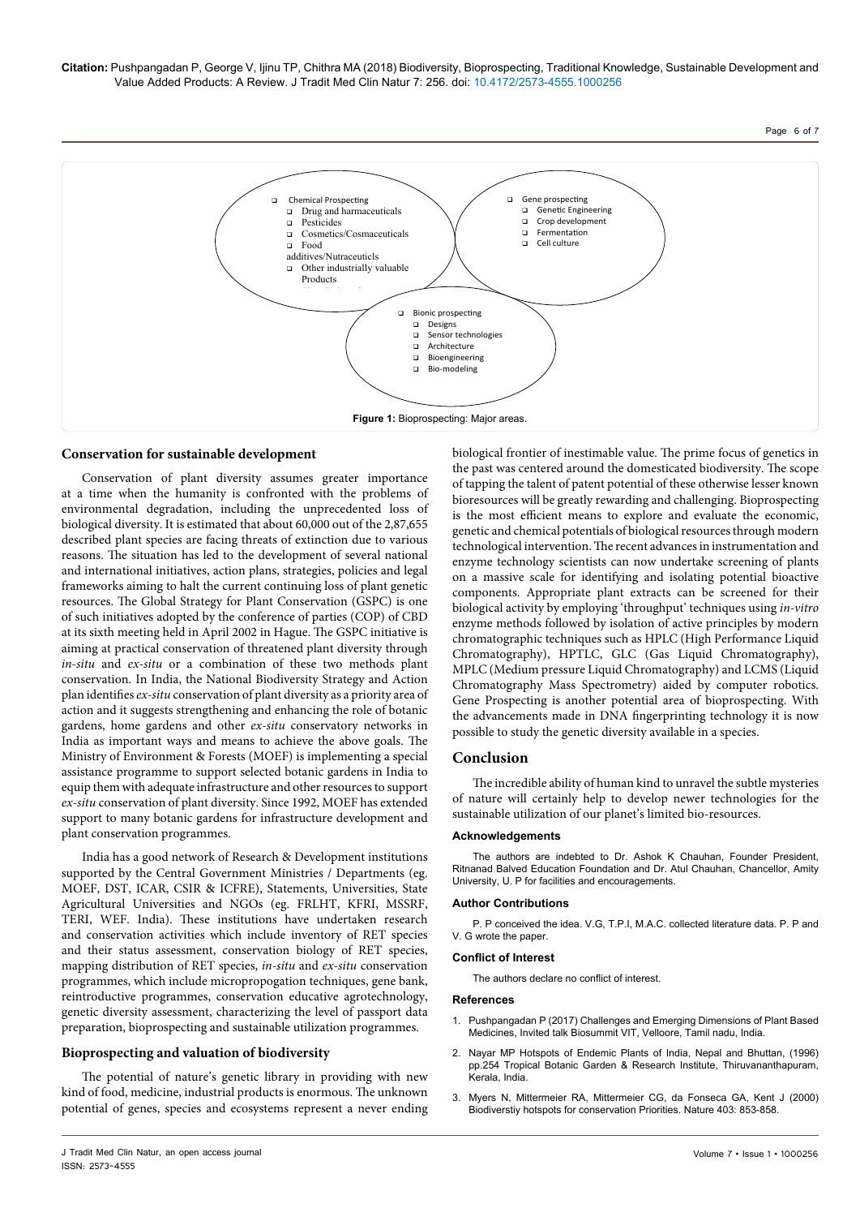- Chemical Prospecting
  - Drug and harmaceuticals
  - Pesticides
  - Cosmetics/Cosmaceuticals
  - Food additives/Nutraceuticls
  - Other industrially valuable Products
- Gene prospecting
  - Genetic Engineering
  - Crop development
  - Fermentation
  - Cell culture
- Bionic prospecting
  - Designs
  - Sensor technologies
  - Architecture
  - Bioengineering
  - Bio-modeling

**Figure 1:** Bioprospecting: Major areas.

## Conservation for sustainable development

Conservation of plant diversity assumes greater importance at a time when the humanity is confronted with the problems of environmental degradation, including the unprecedented loss of biological diversity. It is estimated that about 60,000 out of the 2,87,655 described plant species are facing threats of extinction due to various reasons. The situation has led to the development of several national and international initiatives, action plans, strategies, policies and legal frameworks aiming to halt the current continuing loss of plant genetic resources. The Global Strategy for Plant Conservation (GSPC) is one of such initiatives adopted by the conference of parties (COP) of CBD at its sixth meeting held in April 2002 in Hague. The GSPC initiative is aiming at practical conservation of threatened plant diversity through *in-situ* and *ex-situ* or a combination of these two methods plant conservation. In India, the National Biodiversity Strategy and Action plan identifies *ex-situ* conservation of plant diversity as a priority area of action and it suggests strengthening and enhancing the role of botanic gardens, home gardens and other *ex-situ* conservatory networks in India as important ways and means to achieve the above goals. The Ministry of Environment & Forests (MOEF) is implementing a special assistance programme to support selected botanic gardens in India to equip them with adequate infrastructure and other resources to support *ex-situ* conservation of plant diversity. Since 1992, MOEF has extended support to many botanic gardens for infrastructure development and plant conservation programmes.

India has a good network of Research & Development institutions supported by the Central Government Ministries / Departments (eg. MOEF, DST, ICAR, CSIR & ICFRE), Statements, Universities, State Agricultural Universities and NGOs (eg. FRLHT, KFRI, MSSRF, TERI, WEF. India). These institutions have undertaken research and conservation activities which include inventory of RET species and their status assessment, conservation biology of RET species, mapping distribution of RET species, *in-situ* and *ex-situ* conservation programmes, which include micropropogation techniques, gene bank, reintroductive programmes, conservation educative agrotechnology, genetic diversity assessment, characterizing the level of passport data preparation, bioprospecting and sustainable utilization programmes.

## Bioprospecting and valuation of biodiversity

The potential of nature's genetic library in providing with new kind of food, medicine, industrial products is enormous. The unknown potential of genes, species and ecosystems represent a never ending biological frontier of inestimable value. The prime focus of genetics in the past was centered around the domesticated biodiversity. The scope of tapping the talent of patent potential of these otherwise lesser known bioresources will be greatly rewarding and challenging. Bioprospecting is the most efficient means to explore and evaluate the economic, genetic and chemical potentials of biological resources through modern technological intervention. The recent advances in instrumentation and enzyme technology scientists can now undertake screening of plants on a massive scale for identifying and isolating potential bioactive components. Appropriate plant extracts can be screened for their biological activity by employing 'throughput' techniques using *in-vitro* enzyme methods followed by isolation of active principles by modern chromatographic techniques such as HPLC (High Performance Liquid Chromatography), HPTLC, GLC (Gas Liquid Chromatography), MPLC (Medium pressure Liquid Chromatography) and LCMS (Liquid Chromatography Mass Spectrometry) aided by computer robotics. Gene Prospecting is another potential area of bioprospecting. With the advancements made in DNA fingerprinting technology it is now possible to study the genetic diversity available in a species.

## Conclusion

The incredible ability of human kind to unravel the subtle mysteries of nature will certainly help to develop newer technologies for the sustainable utilization of our planet's limited bio-resources.

### Acknowledgements

The authors are indebted to Dr. Ashok K Chauhan, Founder President, Ritnanad Balved Education Foundation and Dr. Atul Chauhan, Chancellor, Amity University, U. P for facilities and encouragements.

### Author Contributions

P. P conceived the idea. V.G, T.P.I, M.A.C. collected literature data. P. P and V. G wrote the paper.

### Conflict of Interest

The authors declare no conflict of interest.

### References

1. Pushpangadan P (2017) Challenges and Emerging Dimensions of Plant Based Medicines, Invited talk Biosummit VIT, Velloore, Tamil nadu, India.
2. Nayar MP Hotspots of Endemic Plants of India, Nepal and Bhuttan, (1996) pp.254 Tropical Botanic Garden & Research Institute, Thiruvananthapuram, Kerala, India.
3. Myers N, Mittermeier RA, Mittermeier CG, da Fonseca GA, Kent J (2000) Biodiverstiy hotspots for conservation Priorities. Nature 403: 853-858.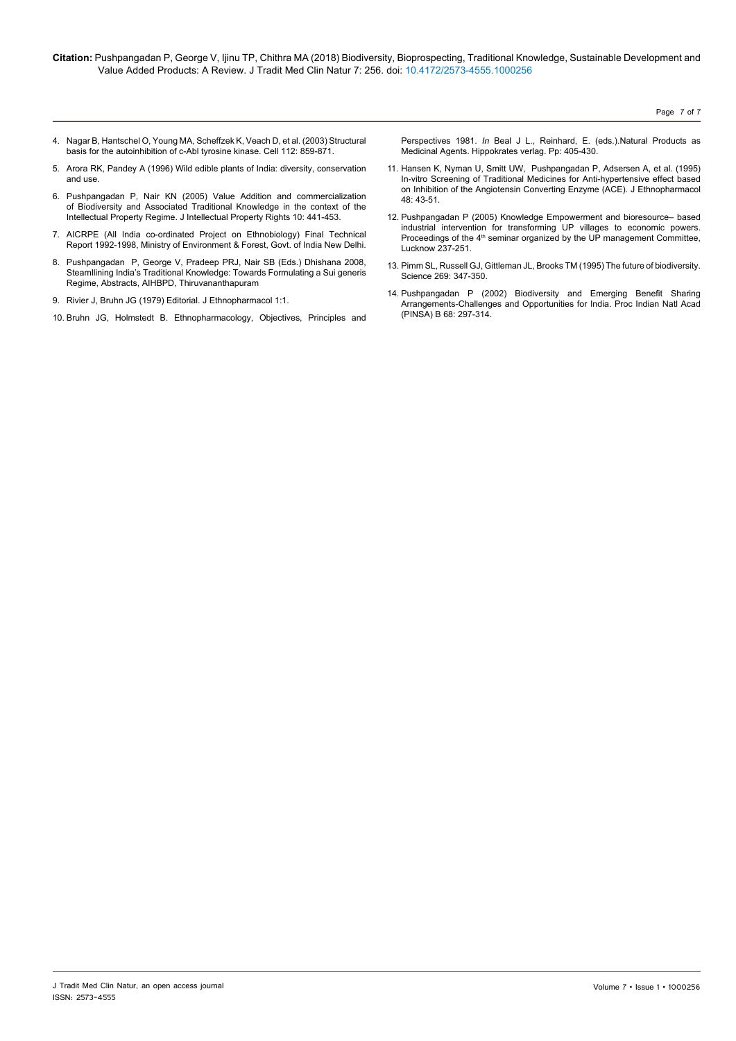4. Nagar B, Hantschel O, Young MA, Scheffzek K, Veach D, et al. (2003) Structural basis for the autoinhibition of c-Abl tyrosine kinase. Cell 112: 859-871.

5. Arora RK, Pandey A (1996) Wild edible plants of India: diversity, conservation and use.

6. Pushpangadan P, Nair KN (2005) Value Addition and commercialization of Biodiversity and Associated Traditional Knowledge in the context of the Intellectual Property Regime. J Intellectual Property Rights 10: 441-453.

7. AICRPE (All India co-ordinated Project on Ethnobiology) Final Technical Report 1992-1998, Ministry of Environment & Forest, Govt. of India New Delhi.

8. Pushpangadan P, George V, Pradeep PRJ, Nair SB (Eds.) Dhishana 2008, Steamllining India's Traditional Knowledge: Towards Formulating a Sui generis Regime, Abstracts, AIHBPD, Thiruvananthapuram

9. Rivier J, Bruhn JG (1979) Editorial. J Ethnopharmacol 1:1.

10. Bruhn JG, Holmstedt B. Ethnopharmacology, Objectives, Principles and Perspectives 1981. *In* Beal J L., Reinhard, E. (eds.).Natural Products as Medicinal Agents. Hippokrates verlag. Pp: 405-430.

11. Hansen K, Nyman U, Smitt UW, Pushpangadan P, Adsersen A, et al. (1995) In-vitro Screening of Traditional Medicines for Anti-hypertensive effect based on Inhibition of the Angiotensin Converting Enzyme (ACE). J Ethnopharmacol 48: 43-51.

12. Pushpangadan P (2005) Knowledge Empowerment and bioresource– based industrial intervention for transforming UP villages to economic powers. Proceedings of the 4th seminar organized by the UP management Committee, Lucknow 237-251.

13. Pimm SL, Russell GJ, Gittleman JL, Brooks TM (1995) The future of biodiversity. Science 269: 347-350.

14. Pushpangadan P (2002) Biodiversity and Emerging Benefit Sharing Arrangements-Challenges and Opportunities for India. Proc Indian Natl Acad (PINSA) B 68: 297-314.